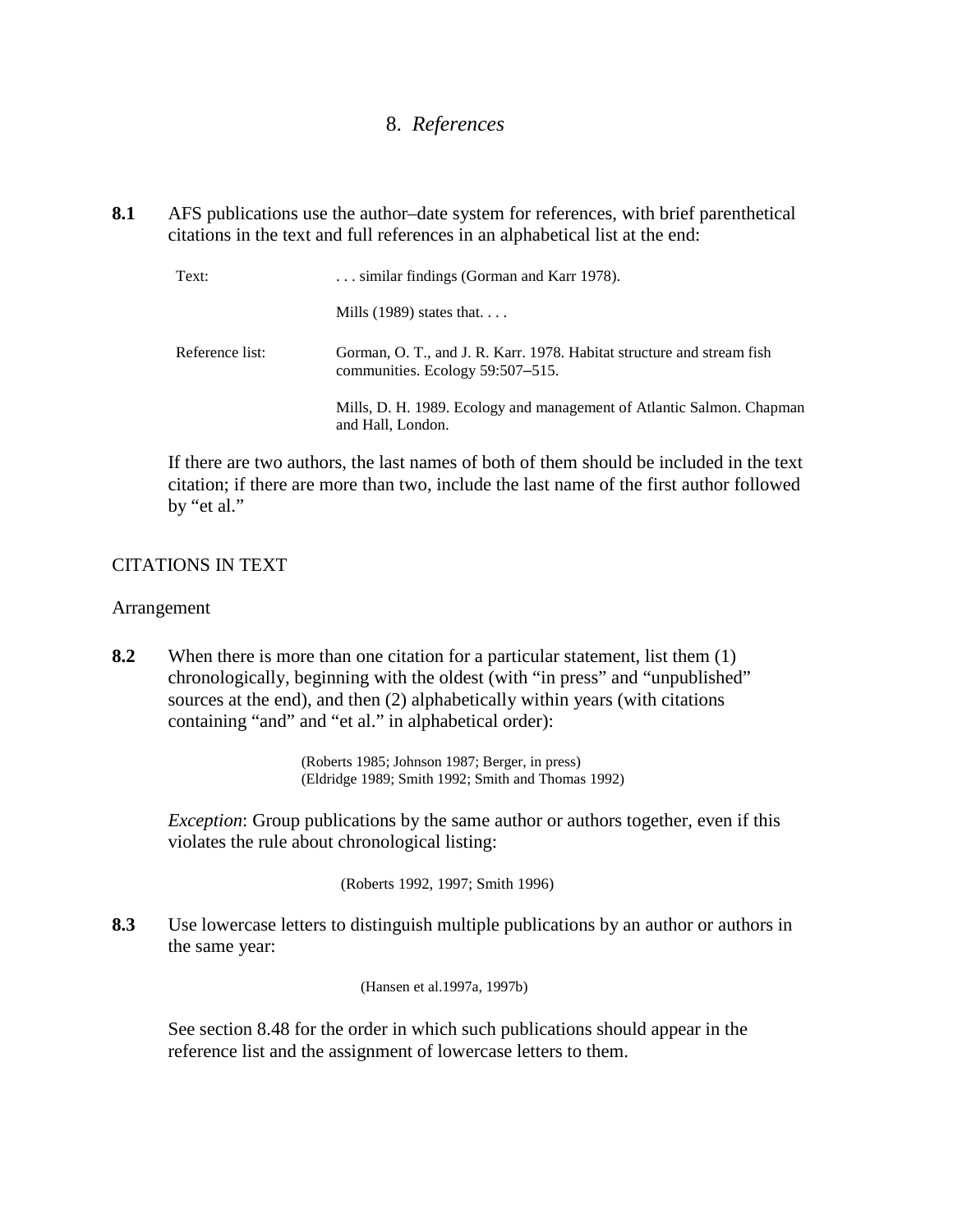# 8. *References*

**8.1** AFS publications use the author–date system for references, with brief parenthetical citations in the text and full references in an alphabetical list at the end:

| | |
|---|---|
| Text: | . . . similar findings (Gorman and Karr 1978). |
| | Mills (1989) states that. . . . |
| Reference list: | Gorman, O. T., and J. R. Karr. 1978. Habitat structure and stream fish communities. Ecology 59:507–515. |
| | Mills, D. H. 1989. Ecology and management of Atlantic Salmon. Chapman and Hall, London. |

If there are two authors, the last names of both of them should be included in the text citation; if there are more than two, include the last name of the first author followed by "et al."

## CITATIONS IN TEXT

### Arrangement

**8.2** When there is more than one citation for a particular statement, list them (1) chronologically, beginning with the oldest (with "in press" and "unpublished" sources at the end), and then (2) alphabetically within years (with citations containing "and" and "et al." in alphabetical order):

> (Roberts 1985; Johnson 1987; Berger, in press)
> (Eldridge 1989; Smith 1992; Smith and Thomas 1992)

*Exception*: Group publications by the same author or authors together, even if this violates the rule about chronological listing:

> (Roberts 1992, 1997; Smith 1996)

**8.3** Use lowercase letters to distinguish multiple publications by an author or authors in the same year:

> (Hansen et al.1997a, 1997b)

See section 8.48 for the order in which such publications should appear in the reference list and the assignment of lowercase letters to them.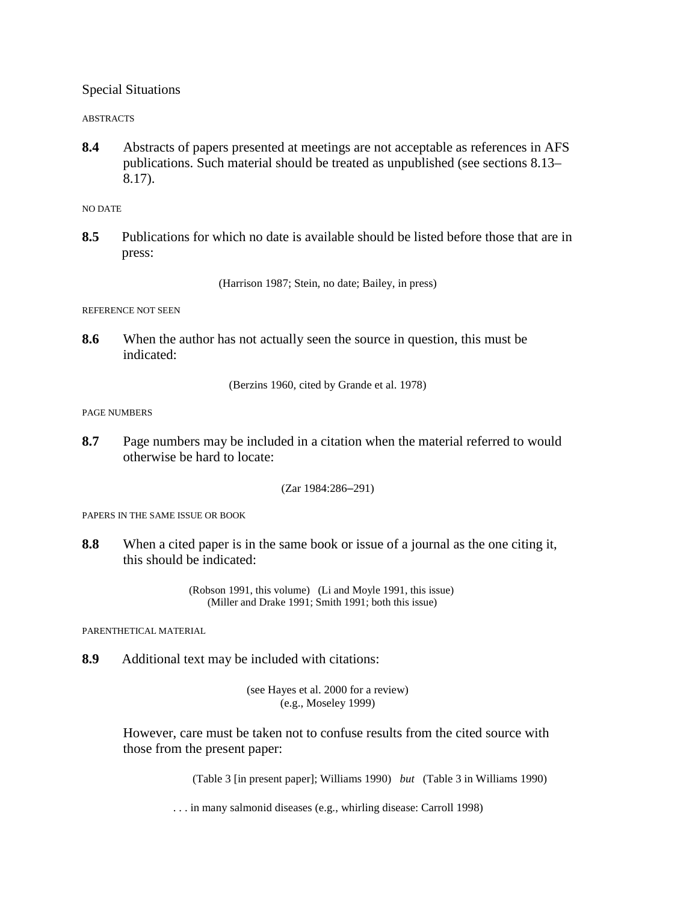## Special Situations

ABSTRACTS

**8.4** Abstracts of papers presented at meetings are not acceptable as references in AFS publications. Such material should be treated as unpublished (see sections 8.13–8.17).

NO DATE

**8.5** Publications for which no date is available should be listed before those that are in press:

(Harrison 1987; Stein, no date; Bailey, in press)

REFERENCE NOT SEEN

**8.6** When the author has not actually seen the source in question, this must be indicated:

(Berzins 1960, cited by Grande et al. 1978)

PAGE NUMBERS

**8.7** Page numbers may be included in a citation when the material referred to would otherwise be hard to locate:

(Zar 1984:286–291)

PAPERS IN THE SAME ISSUE OR BOOK

**8.8** When a cited paper is in the same book or issue of a journal as the one citing it, this should be indicated:

(Robson 1991, this volume) (Li and Moyle 1991, this issue)
(Miller and Drake 1991; Smith 1991; both this issue)

PARENTHETICAL MATERIAL

**8.9** Additional text may be included with citations:

(see Hayes et al. 2000 for a review)
(e.g., Moseley 1999)

However, care must be taken not to confuse results from the cited source with those from the present paper:

(Table 3 [in present paper]; Williams 1990) *but* (Table 3 in Williams 1990)

. . . in many salmonid diseases (e.g., whirling disease: Carroll 1998)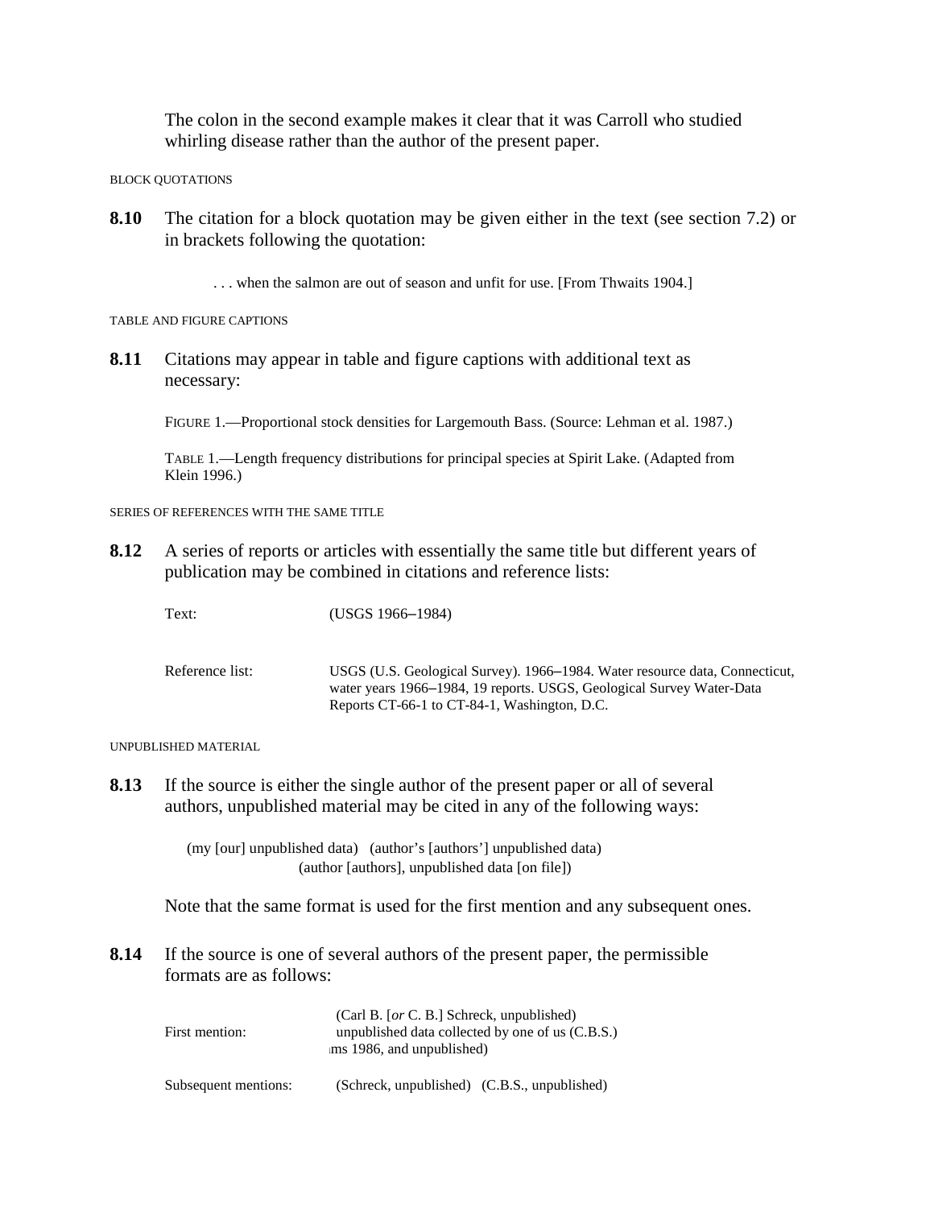The colon in the second example makes it clear that it was Carroll who studied whirling disease rather than the author of the present paper.

BLOCK QUOTATIONS

**8.10** The citation for a block quotation may be given either in the text (see section 7.2) or in brackets following the quotation:

> . . . when the salmon are out of season and unfit for use. [From Thwaits 1904.]

TABLE AND FIGURE CAPTIONS

**8.11** Citations may appear in table and figure captions with additional text as necessary:

FIGURE 1.—Proportional stock densities for Largemouth Bass. (Source: Lehman et al. 1987.)

TABLE 1.—Length frequency distributions for principal species at Spirit Lake. (Adapted from Klein 1996.)

SERIES OF REFERENCES WITH THE SAME TITLE

**8.12** A series of reports or articles with essentially the same title but different years of publication may be combined in citations and reference lists:

| | |
|---|---|
| Text: | (USGS 1966–1984) |
| Reference list: | USGS (U.S. Geological Survey). 1966–1984. Water resource data, Connecticut, water years 1966–1984, 19 reports. USGS, Geological Survey Water-Data Reports CT-66-1 to CT-84-1, Washington, D.C. |

UNPUBLISHED MATERIAL

**8.13** If the source is either the single author of the present paper or all of several authors, unpublished material may be cited in any of the following ways:

(my [our] unpublished data) (author's [authors'] unpublished data)
(author [authors], unpublished data [on file])

Note that the same format is used for the first mention and any subsequent ones.

**8.14** If the source is one of several authors of the present paper, the permissible formats are as follows:

| | |
|---|---|
| First mention: | (Carl B. [*or* C. B.] Schreck, unpublished)<br>unpublished data collected by one of us (C.B.S.)<br>ms 1986, and unpublished) |
| Subsequent mentions: | (Schreck, unpublished) (C.B.S., unpublished) |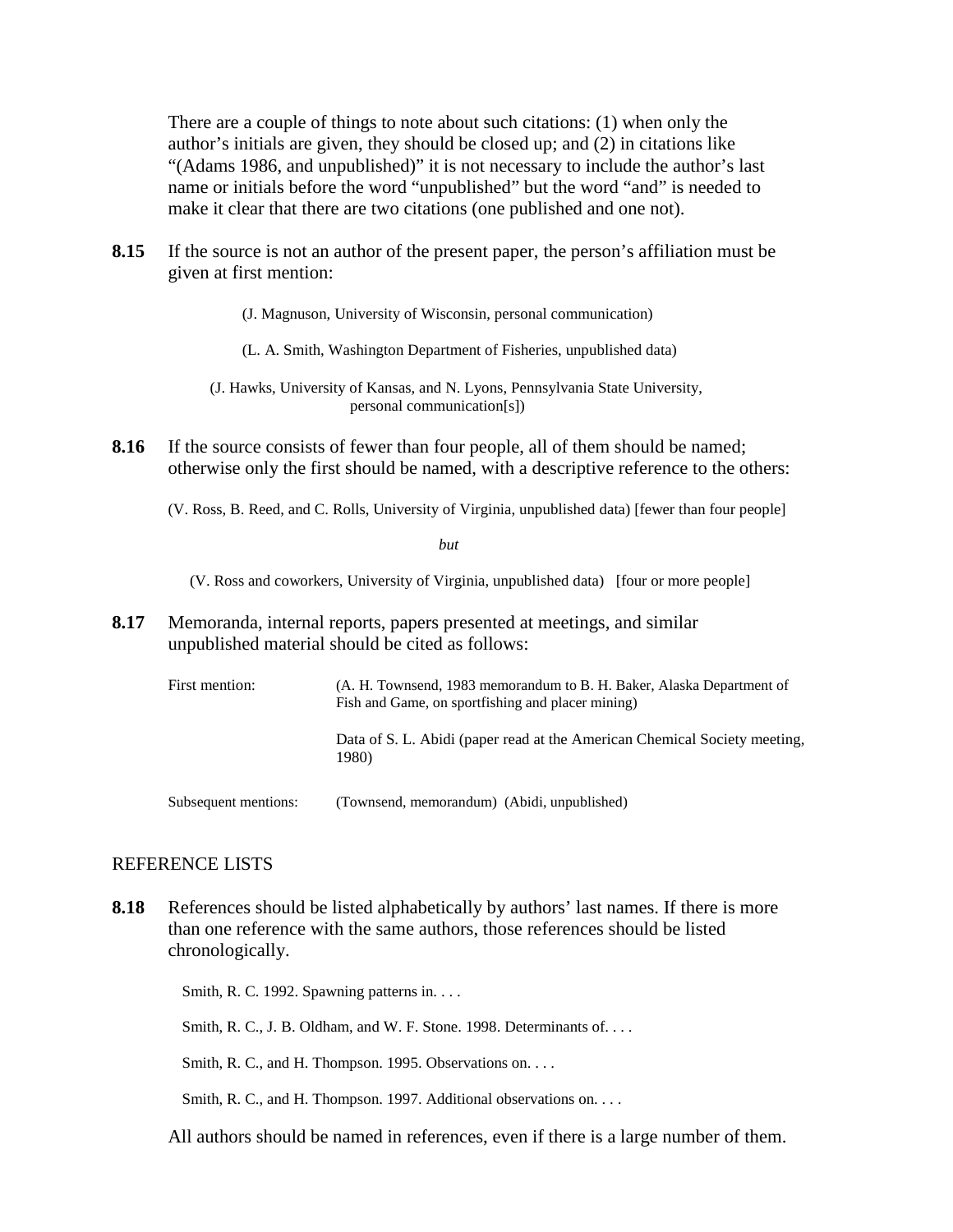There are a couple of things to note about such citations: (1) when only the author's initials are given, they should be closed up; and (2) in citations like "(Adams 1986, and unpublished)" it is not necessary to include the author's last name or initials before the word "unpublished" but the word "and" is needed to make it clear that there are two citations (one published and one not).

**8.15** If the source is not an author of the present paper, the person's affiliation must be given at first mention:

> (J. Magnuson, University of Wisconsin, personal communication)
>
> (L. A. Smith, Washington Department of Fisheries, unpublished data)
>
> (J. Hawks, University of Kansas, and N. Lyons, Pennsylvania State University, personal communication[s])

**8.16** If the source consists of fewer than four people, all of them should be named; otherwise only the first should be named, with a descriptive reference to the others:

> (V. Ross, B. Reed, and C. Rolls, University of Virginia, unpublished data) [fewer than four people]
>
> *but*
>
> (V. Ross and coworkers, University of Virginia, unpublished data) [four or more people]

**8.17** Memoranda, internal reports, papers presented at meetings, and similar unpublished material should be cited as follows:

| | |
|---|---|
| First mention: | (A. H. Townsend, 1983 memorandum to B. H. Baker, Alaska Department of Fish and Game, on sportfishing and placer mining) |
| | Data of S. L. Abidi (paper read at the American Chemical Society meeting, 1980) |
| Subsequent mentions: | (Townsend, memorandum) (Abidi, unpublished) |

## REFERENCE LISTS

**8.18** References should be listed alphabetically by authors' last names. If there is more than one reference with the same authors, those references should be listed chronologically.

> Smith, R. C. 1992. Spawning patterns in. . . .
>
> Smith, R. C., J. B. Oldham, and W. F. Stone. 1998. Determinants of. . . .
>
> Smith, R. C., and H. Thompson. 1995. Observations on. . . .
>
> Smith, R. C., and H. Thompson. 1997. Additional observations on. . . .

All authors should be named in references, even if there is a large number of them.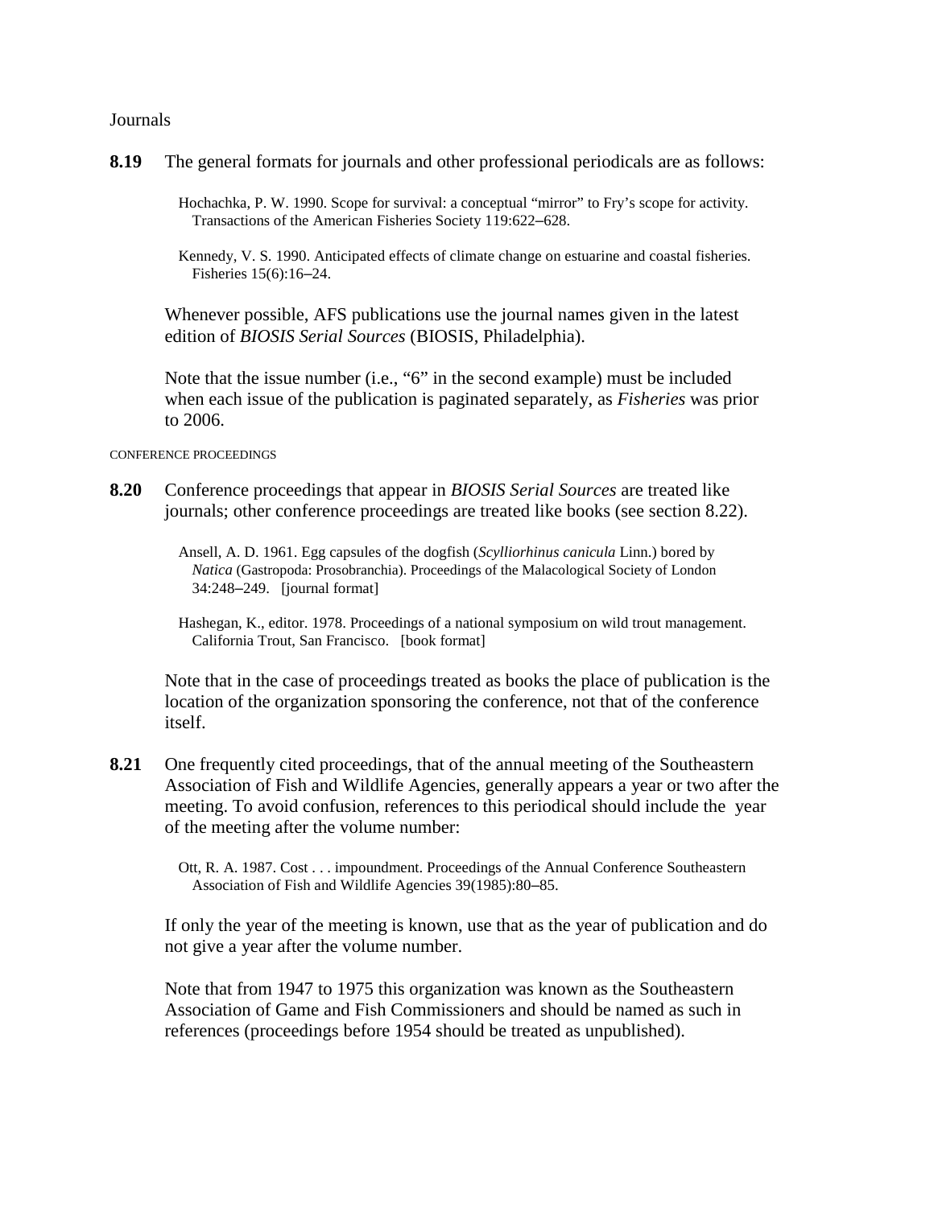## Journals

**8.19** The general formats for journals and other professional periodicals are as follows:

> Hochachka, P. W. 1990. Scope for survival: a conceptual “mirror” to Fry’s scope for activity. Transactions of the American Fisheries Society 119:622–628.
>
> Kennedy, V. S. 1990. Anticipated effects of climate change on estuarine and coastal fisheries. Fisheries 15(6):16–24.

Whenever possible, AFS publications use the journal names given in the latest edition of *BIOSIS Serial Sources* (BIOSIS, Philadelphia).

Note that the issue number (i.e., “6” in the second example) must be included when each issue of the publication is paginated separately, as *Fisheries* was prior to 2006.

### CONFERENCE PROCEEDINGS

**8.20** Conference proceedings that appear in *BIOSIS Serial Sources* are treated like journals; other conference proceedings are treated like books (see section 8.22).

> Ansell, A. D. 1961. Egg capsules of the dogfish (*Scylliorhinus canicula* Linn.) bored by *Natica* (Gastropoda: Prosobranchia). Proceedings of the Malacological Society of London 34:248–249. [journal format]
>
> Hashegan, K., editor. 1978. Proceedings of a national symposium on wild trout management. California Trout, San Francisco. [book format]

Note that in the case of proceedings treated as books the place of publication is the location of the organization sponsoring the conference, not that of the conference itself.

**8.21** One frequently cited proceedings, that of the annual meeting of the Southeastern Association of Fish and Wildlife Agencies, generally appears a year or two after the meeting. To avoid confusion, references to this periodical should include the year of the meeting after the volume number:

> Ott, R. A. 1987. Cost . . . impoundment. Proceedings of the Annual Conference Southeastern Association of Fish and Wildlife Agencies 39(1985):80–85.

If only the year of the meeting is known, use that as the year of publication and do not give a year after the volume number.

Note that from 1947 to 1975 this organization was known as the Southeastern Association of Game and Fish Commissioners and should be named as such in references (proceedings before 1954 should be treated as unpublished).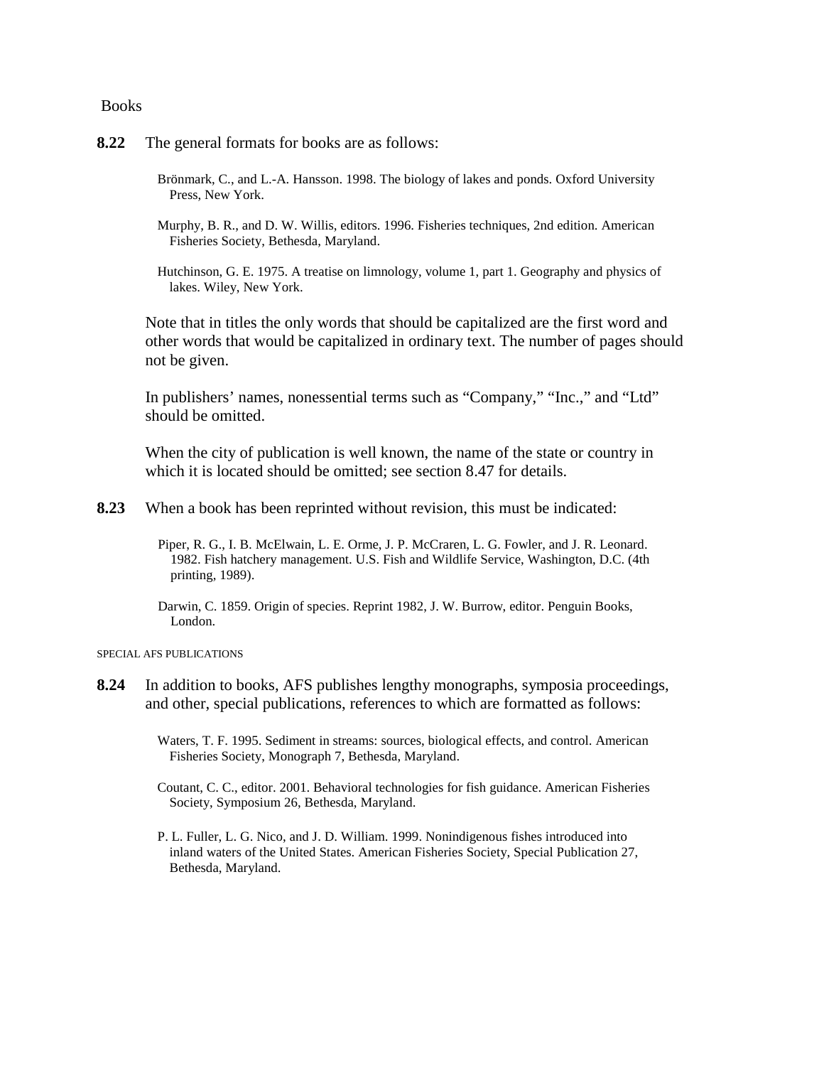## Books

**8.22** The general formats for books are as follows:

> Brönmark, C., and L.-A. Hansson. 1998. The biology of lakes and ponds. Oxford University Press, New York.
>
> Murphy, B. R., and D. W. Willis, editors. 1996. Fisheries techniques, 2nd edition. American Fisheries Society, Bethesda, Maryland.
>
> Hutchinson, G. E. 1975. A treatise on limnology, volume 1, part 1. Geography and physics of lakes. Wiley, New York.

Note that in titles the only words that should be capitalized are the first word and other words that would be capitalized in ordinary text. The number of pages should not be given.

In publishers' names, nonessential terms such as "Company," "Inc.," and "Ltd" should be omitted.

When the city of publication is well known, the name of the state or country in which it is located should be omitted; see section 8.47 for details.

**8.23** When a book has been reprinted without revision, this must be indicated:

> Piper, R. G., I. B. McElwain, L. E. Orme, J. P. McCraren, L. G. Fowler, and J. R. Leonard. 1982. Fish hatchery management. U.S. Fish and Wildlife Service, Washington, D.C. (4th printing, 1989).
>
> Darwin, C. 1859. Origin of species. Reprint 1982, J. W. Burrow, editor. Penguin Books, London.

### SPECIAL AFS PUBLICATIONS

**8.24** In addition to books, AFS publishes lengthy monographs, symposia proceedings, and other, special publications, references to which are formatted as follows:

> Waters, T. F. 1995. Sediment in streams: sources, biological effects, and control. American Fisheries Society, Monograph 7, Bethesda, Maryland.
>
> Coutant, C. C., editor. 2001. Behavioral technologies for fish guidance. American Fisheries Society, Symposium 26, Bethesda, Maryland.
>
> P. L. Fuller, L. G. Nico, and J. D. William. 1999. Nonindigenous fishes introduced into inland waters of the United States. American Fisheries Society, Special Publication 27, Bethesda, Maryland.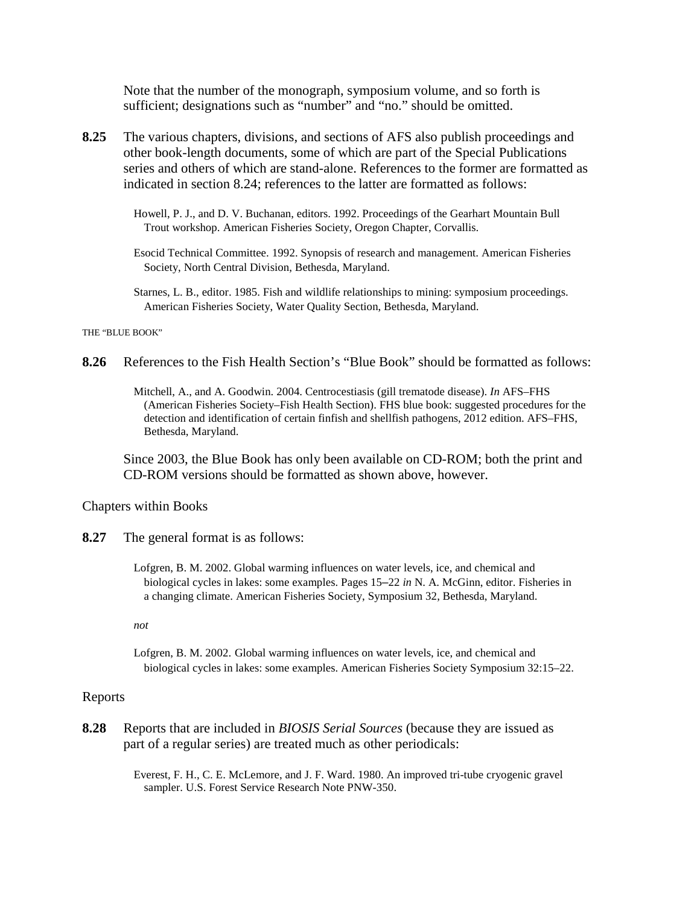Note that the number of the monograph, symposium volume, and so forth is sufficient; designations such as "number" and "no." should be omitted.

**8.25** The various chapters, divisions, and sections of AFS also publish proceedings and other book-length documents, some of which are part of the Special Publications series and others of which are stand-alone. References to the former are formatted as indicated in section 8.24; references to the latter are formatted as follows:

> Howell, P. J., and D. V. Buchanan, editors. 1992. Proceedings of the Gearhart Mountain Bull Trout workshop. American Fisheries Society, Oregon Chapter, Corvallis.
>
> Esocid Technical Committee. 1992. Synopsis of research and management. American Fisheries Society, North Central Division, Bethesda, Maryland.
>
> Starnes, L. B., editor. 1985. Fish and wildlife relationships to mining: symposium proceedings. American Fisheries Society, Water Quality Section, Bethesda, Maryland.

THE "BLUE BOOK"

**8.26** References to the Fish Health Section's "Blue Book" should be formatted as follows:

> Mitchell, A., and A. Goodwin. 2004. Centrocestiasis (gill trematode disease). *In* AFS–FHS (American Fisheries Society–Fish Health Section). FHS blue book: suggested procedures for the detection and identification of certain finfish and shellfish pathogens, 2012 edition. AFS–FHS, Bethesda, Maryland.

Since 2003, the Blue Book has only been available on CD-ROM; both the print and CD-ROM versions should be formatted as shown above, however.

## Chapters within Books

**8.27** The general format is as follows:

> Lofgren, B. M. 2002. Global warming influences on water levels, ice, and chemical and biological cycles in lakes: some examples. Pages 15–22 *in* N. A. McGinn, editor. Fisheries in a changing climate. American Fisheries Society, Symposium 32, Bethesda, Maryland.
>
> *not*
>
> Lofgren, B. M. 2002. Global warming influences on water levels, ice, and chemical and biological cycles in lakes: some examples. American Fisheries Society Symposium 32:15–22.

## Reports

**8.28** Reports that are included in *BIOSIS Serial Sources* (because they are issued as part of a regular series) are treated much as other periodicals:

> Everest, F. H., C. E. McLemore, and J. F. Ward. 1980. An improved tri-tube cryogenic gravel sampler. U.S. Forest Service Research Note PNW-350.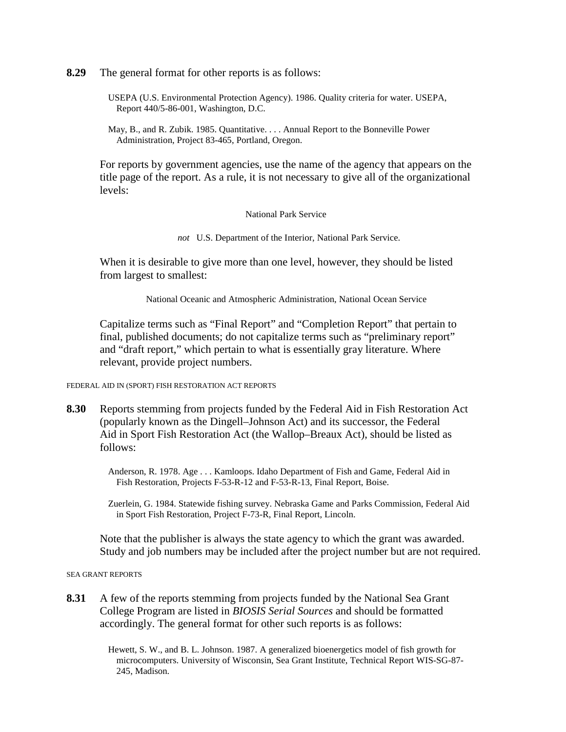**8.29** The general format for other reports is as follows:

> USEPA (U.S. Environmental Protection Agency). 1986. Quality criteria for water. USEPA, Report 440/5-86-001, Washington, D.C.
>
> May, B., and R. Zubik. 1985. Quantitative. . . . Annual Report to the Bonneville Power Administration, Project 83-465, Portland, Oregon.

For reports by government agencies, use the name of the agency that appears on the title page of the report. As a rule, it is not necessary to give all of the organizational levels:

> National Park Service
>
> *not* U.S. Department of the Interior, National Park Service.

When it is desirable to give more than one level, however, they should be listed from largest to smallest:

> National Oceanic and Atmospheric Administration, National Ocean Service

Capitalize terms such as “Final Report” and “Completion Report” that pertain to final, published documents; do not capitalize terms such as “preliminary report” and “draft report,” which pertain to what is essentially gray literature. Where relevant, provide project numbers.

###### FEDERAL AID IN (SPORT) FISH RESTORATION ACT REPORTS

**8.30** Reports stemming from projects funded by the Federal Aid in Fish Restoration Act (popularly known as the Dingell–Johnson Act) and its successor, the Federal Aid in Sport Fish Restoration Act (the Wallop–Breaux Act), should be listed as follows:

> Anderson, R. 1978. Age . . . Kamloops. Idaho Department of Fish and Game, Federal Aid in Fish Restoration, Projects F-53-R-12 and F-53-R-13, Final Report, Boise.
>
> Zuerlein, G. 1984. Statewide fishing survey. Nebraska Game and Parks Commission, Federal Aid in Sport Fish Restoration, Project F-73-R, Final Report, Lincoln.

Note that the publisher is always the state agency to which the grant was awarded. Study and job numbers may be included after the project number but are not required.

###### SEA GRANT REPORTS

**8.31** A few of the reports stemming from projects funded by the National Sea Grant College Program are listed in *BIOSIS Serial Sources* and should be formatted accordingly. The general format for other such reports is as follows:

> Hewett, S. W., and B. L. Johnson. 1987. A generalized bioenergetics model of fish growth for microcomputers. University of Wisconsin, Sea Grant Institute, Technical Report WIS-SG-87-245, Madison.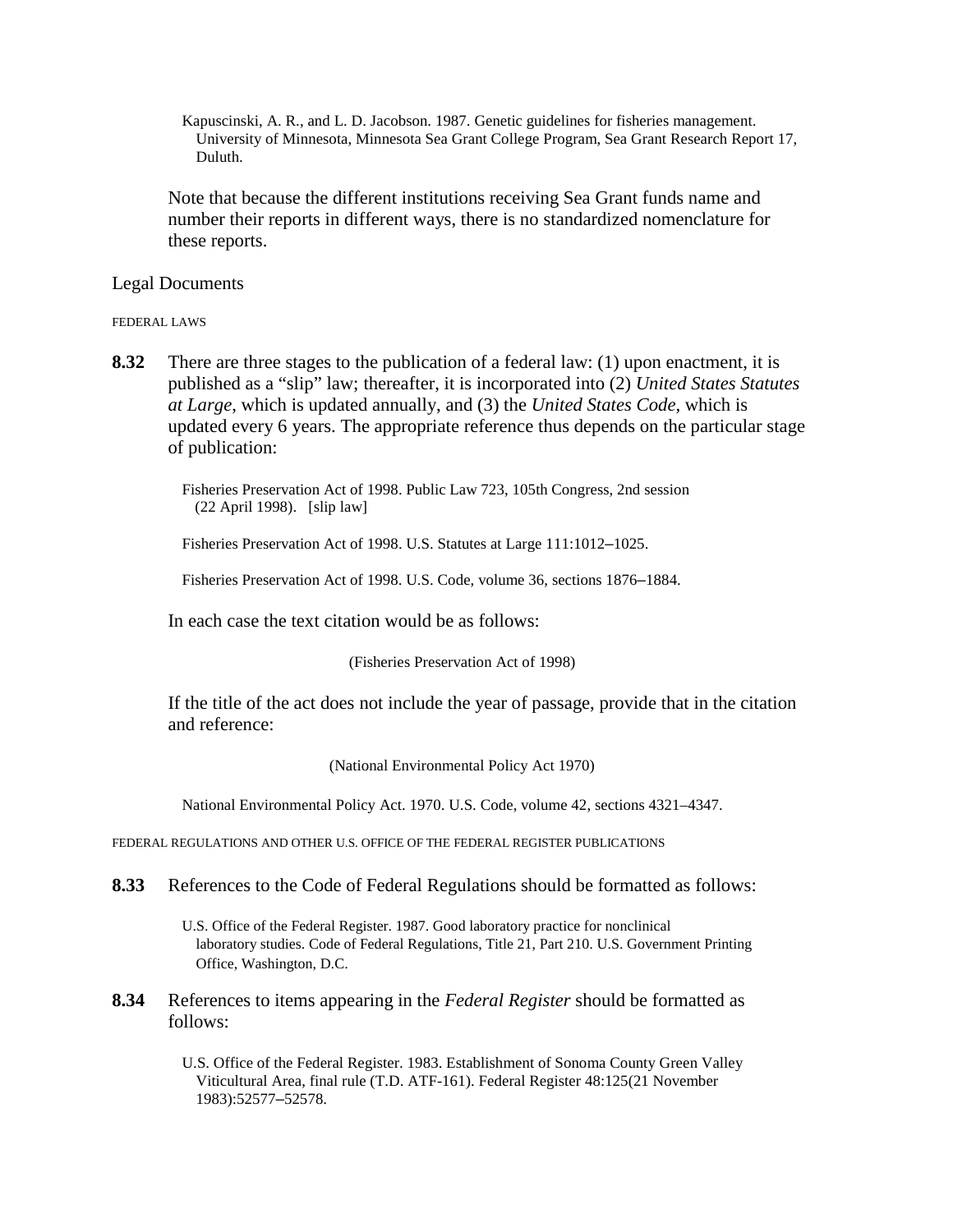Kapuscinski, A. R., and L. D. Jacobson. 1987. Genetic guidelines for fisheries management. University of Minnesota, Minnesota Sea Grant College Program, Sea Grant Research Report 17, Duluth.

Note that because the different institutions receiving Sea Grant funds name and number their reports in different ways, there is no standardized nomenclature for these reports.

## Legal Documents

### FEDERAL LAWS

**8.32** There are three stages to the publication of a federal law: (1) upon enactment, it is published as a "slip" law; thereafter, it is incorporated into (2) *United States Statutes at Large*, which is updated annually, and (3) the *United States Code*, which is updated every 6 years. The appropriate reference thus depends on the particular stage of publication:

Fisheries Preservation Act of 1998. Public Law 723, 105th Congress, 2nd session (22 April 1998). [slip law]

Fisheries Preservation Act of 1998. U.S. Statutes at Large 111:1012–1025.

Fisheries Preservation Act of 1998. U.S. Code, volume 36, sections 1876–1884.

In each case the text citation would be as follows:

(Fisheries Preservation Act of 1998)

If the title of the act does not include the year of passage, provide that in the citation and reference:

(National Environmental Policy Act 1970)

National Environmental Policy Act. 1970. U.S. Code, volume 42, sections 4321–4347.

### FEDERAL REGULATIONS AND OTHER U.S. OFFICE OF THE FEDERAL REGISTER PUBLICATIONS

**8.33** References to the Code of Federal Regulations should be formatted as follows:

U.S. Office of the Federal Register. 1987. Good laboratory practice for nonclinical laboratory studies. Code of Federal Regulations, Title 21, Part 210. U.S. Government Printing Office, Washington, D.C.

**8.34** References to items appearing in the *Federal Register* should be formatted as follows:

U.S. Office of the Federal Register. 1983. Establishment of Sonoma County Green Valley Viticultural Area, final rule (T.D. ATF-161). Federal Register 48:125(21 November 1983):52577–52578.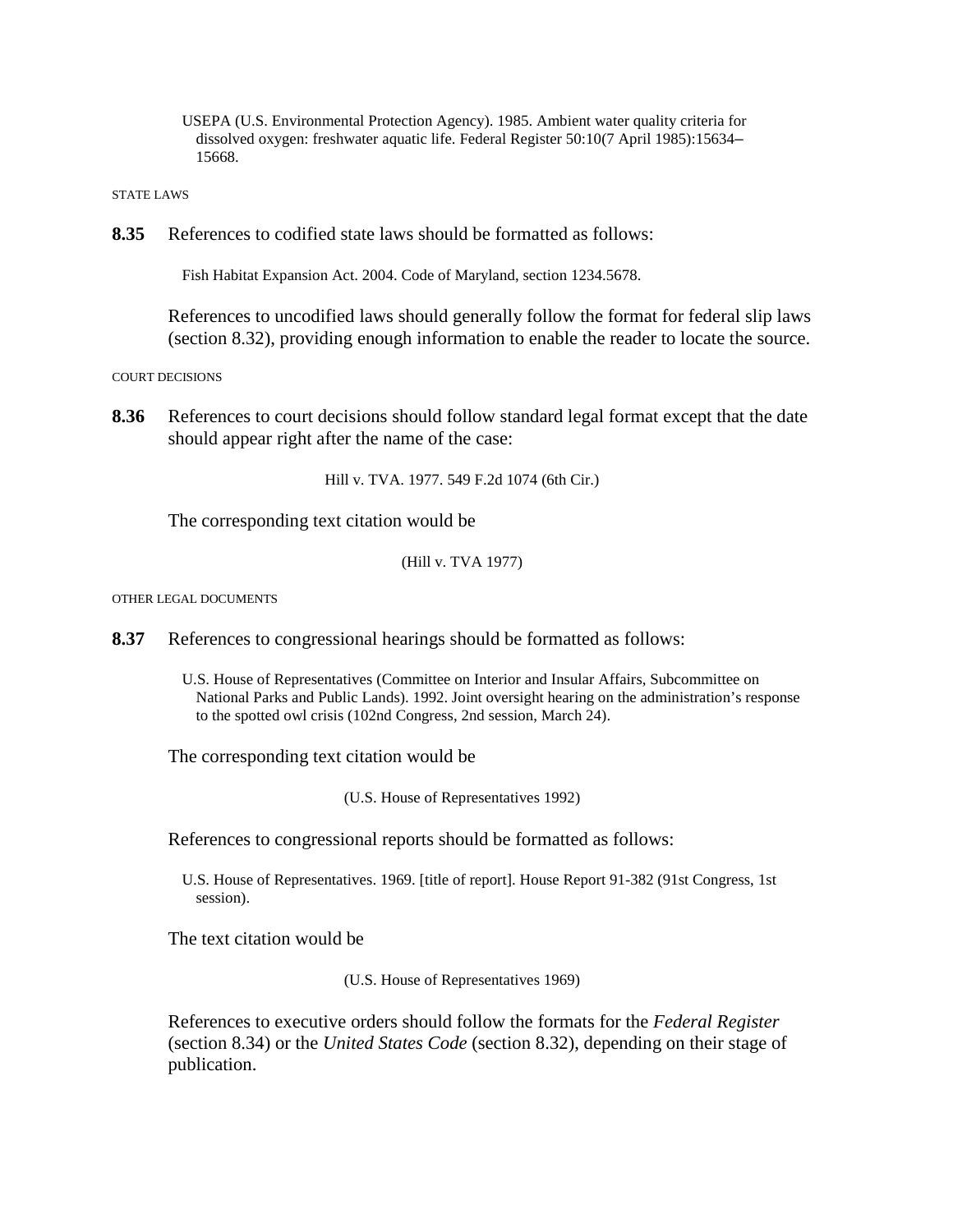USEPA (U.S. Environmental Protection Agency). 1985. Ambient water quality criteria for dissolved oxygen: freshwater aquatic life. Federal Register 50:10(7 April 1985):15634–15668.

STATE LAWS

**8.35** References to codified state laws should be formatted as follows:

Fish Habitat Expansion Act. 2004. Code of Maryland, section 1234.5678.

References to uncodified laws should generally follow the format for federal slip laws (section 8.32), providing enough information to enable the reader to locate the source.

COURT DECISIONS

**8.36** References to court decisions should follow standard legal format except that the date should appear right after the name of the case:

Hill v. TVA. 1977. 549 F.2d 1074 (6th Cir.)

The corresponding text citation would be

(Hill v. TVA 1977)

OTHER LEGAL DOCUMENTS

**8.37** References to congressional hearings should be formatted as follows:

U.S. House of Representatives (Committee on Interior and Insular Affairs, Subcommittee on National Parks and Public Lands). 1992. Joint oversight hearing on the administration's response to the spotted owl crisis (102nd Congress, 2nd session, March 24).

The corresponding text citation would be

(U.S. House of Representatives 1992)

References to congressional reports should be formatted as follows:

U.S. House of Representatives. 1969. [title of report]. House Report 91-382 (91st Congress, 1st session).

The text citation would be

(U.S. House of Representatives 1969)

References to executive orders should follow the formats for the *Federal Register* (section 8.34) or the *United States Code* (section 8.32), depending on their stage of publication.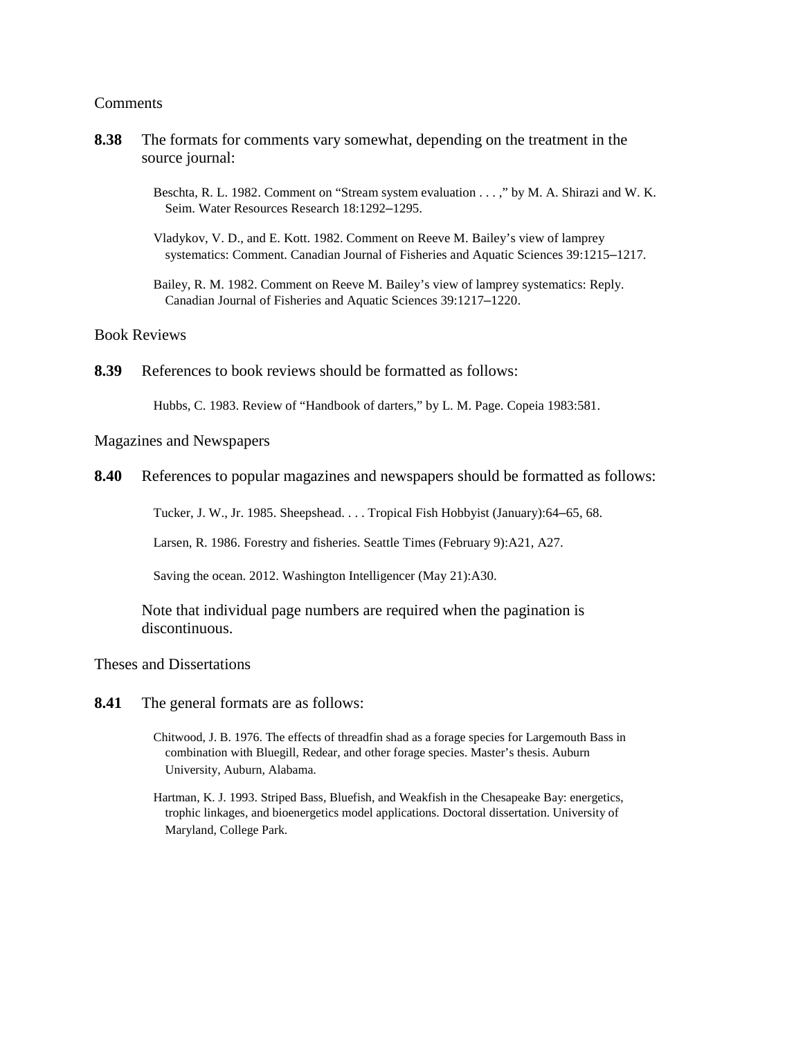## Comments

**8.38** The formats for comments vary somewhat, depending on the treatment in the source journal:

> Beschta, R. L. 1982. Comment on "Stream system evaluation . . . ," by M. A. Shirazi and W. K. Seim. Water Resources Research 18:1292–1295.
>
> Vladykov, V. D., and E. Kott. 1982. Comment on Reeve M. Bailey's view of lamprey systematics: Comment. Canadian Journal of Fisheries and Aquatic Sciences 39:1215–1217.
>
> Bailey, R. M. 1982. Comment on Reeve M. Bailey's view of lamprey systematics: Reply. Canadian Journal of Fisheries and Aquatic Sciences 39:1217–1220.

## Book Reviews

**8.39** References to book reviews should be formatted as follows:

> Hubbs, C. 1983. Review of "Handbook of darters," by L. M. Page. Copeia 1983:581.

## Magazines and Newspapers

**8.40** References to popular magazines and newspapers should be formatted as follows:

> Tucker, J. W., Jr. 1985. Sheepshead. . . . Tropical Fish Hobbyist (January):64–65, 68.
>
> Larsen, R. 1986. Forestry and fisheries. Seattle Times (February 9):A21, A27.
>
> Saving the ocean. 2012. Washington Intelligencer (May 21):A30.

Note that individual page numbers are required when the pagination is discontinuous.

## Theses and Dissertations

**8.41** The general formats are as follows:

> Chitwood, J. B. 1976. The effects of threadfin shad as a forage species for Largemouth Bass in combination with Bluegill, Redear, and other forage species. Master's thesis. Auburn University, Auburn, Alabama.
>
> Hartman, K. J. 1993. Striped Bass, Bluefish, and Weakfish in the Chesapeake Bay: energetics, trophic linkages, and bioenergetics model applications. Doctoral dissertation. University of Maryland, College Park.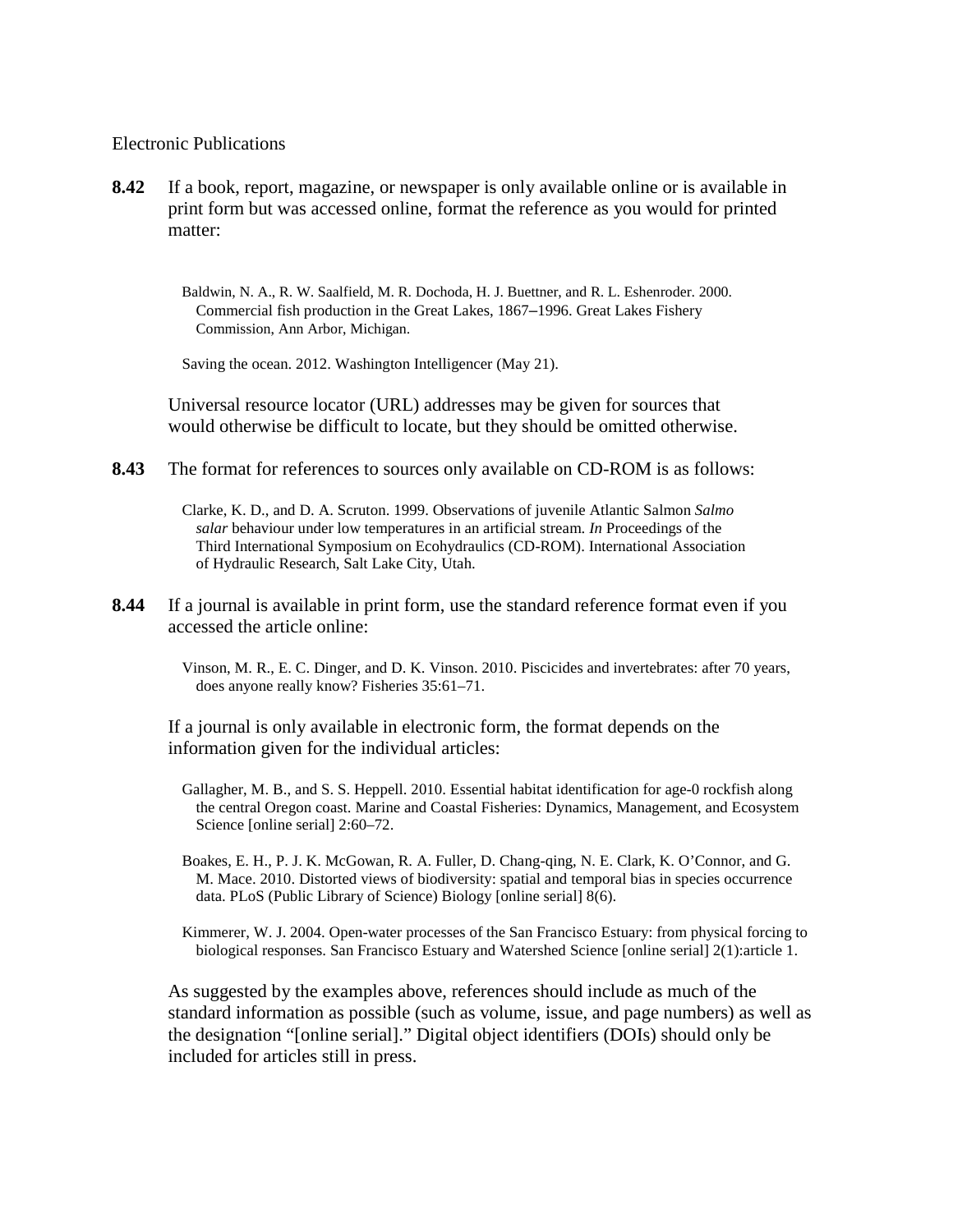Electronic Publications

**8.42** If a book, report, magazine, or newspaper is only available online or is available in print form but was accessed online, format the reference as you would for printed matter:

> Baldwin, N. A., R. W. Saalfield, M. R. Dochoda, H. J. Buettner, and R. L. Eshenroder. 2000. Commercial fish production in the Great Lakes, 1867–1996. Great Lakes Fishery Commission, Ann Arbor, Michigan.
>
> Saving the ocean. 2012. Washington Intelligencer (May 21).

Universal resource locator (URL) addresses may be given for sources that would otherwise be difficult to locate, but they should be omitted otherwise.

**8.43** The format for references to sources only available on CD-ROM is as follows:

> Clarke, K. D., and D. A. Scruton. 1999. Observations of juvenile Atlantic Salmon *Salmo salar* behaviour under low temperatures in an artificial stream. *In* Proceedings of the Third International Symposium on Ecohydraulics (CD-ROM). International Association of Hydraulic Research, Salt Lake City, Utah.

**8.44** If a journal is available in print form, use the standard reference format even if you accessed the article online:

> Vinson, M. R., E. C. Dinger, and D. K. Vinson. 2010. Piscicides and invertebrates: after 70 years, does anyone really know? Fisheries 35:61–71.

If a journal is only available in electronic form, the format depends on the information given for the individual articles:

> Gallagher, M. B., and S. S. Heppell. 2010. Essential habitat identification for age-0 rockfish along the central Oregon coast. Marine and Coastal Fisheries: Dynamics, Management, and Ecosystem Science [online serial] 2:60–72.
>
> Boakes, E. H., P. J. K. McGowan, R. A. Fuller, D. Chang-qing, N. E. Clark, K. O'Connor, and G. M. Mace. 2010. Distorted views of biodiversity: spatial and temporal bias in species occurrence data. PLoS (Public Library of Science) Biology [online serial] 8(6).
>
> Kimmerer, W. J. 2004. Open-water processes of the San Francisco Estuary: from physical forcing to biological responses. San Francisco Estuary and Watershed Science [online serial] 2(1):article 1.

As suggested by the examples above, references should include as much of the standard information as possible (such as volume, issue, and page numbers) as well as the designation "[online serial]." Digital object identifiers (DOIs) should only be included for articles still in press.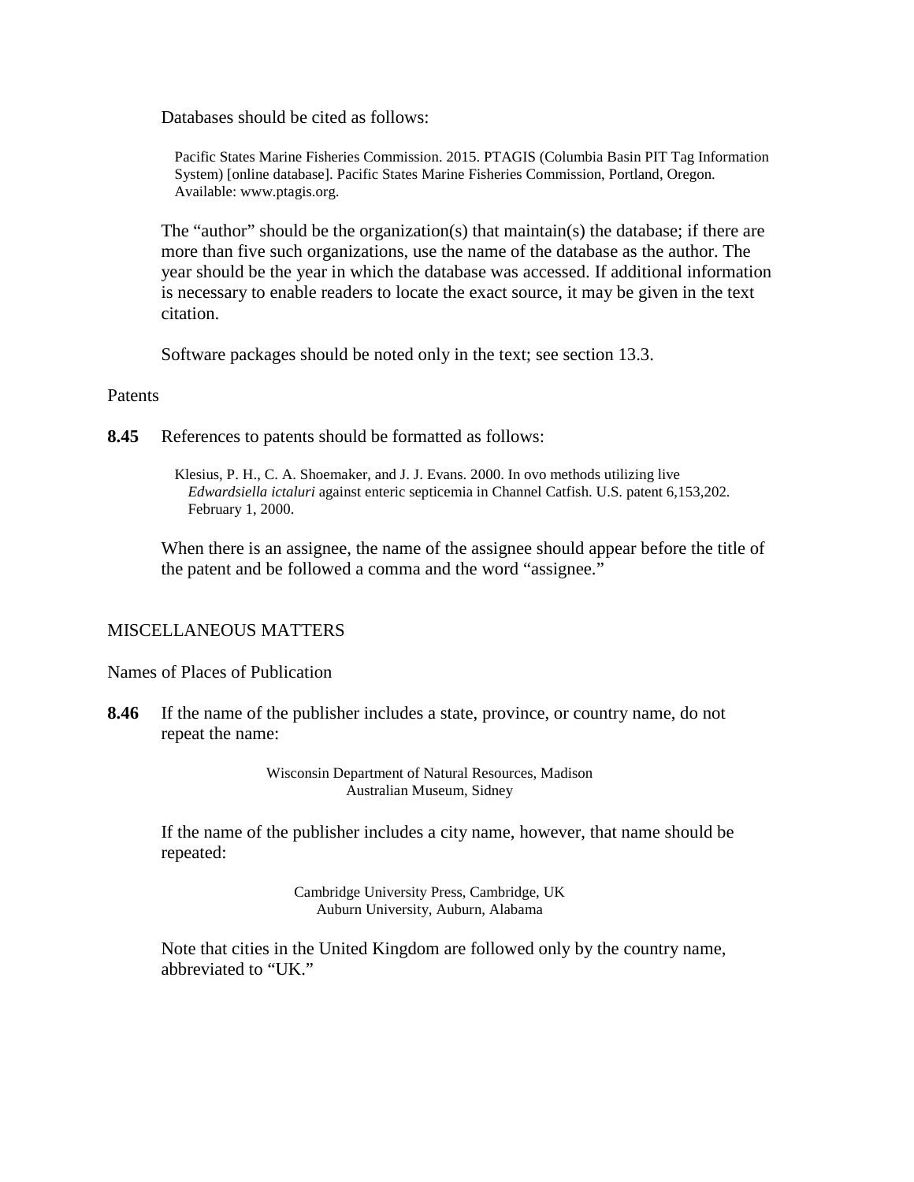Databases should be cited as follows:

> Pacific States Marine Fisheries Commission. 2015. PTAGIS (Columbia Basin PIT Tag Information System) [online database]. Pacific States Marine Fisheries Commission, Portland, Oregon. Available: www.ptagis.org.

The "author" should be the organization(s) that maintain(s) the database; if there are more than five such organizations, use the name of the database as the author. The year should be the year in which the database was accessed. If additional information is necessary to enable readers to locate the exact source, it may be given in the text citation.

Software packages should be noted only in the text; see section 13.3.

### Patents

**8.45** References to patents should be formatted as follows:

> Klesius, P. H., C. A. Shoemaker, and J. J. Evans. 2000. In ovo methods utilizing live *Edwardsiella ictaluri* against enteric septicemia in Channel Catfish. U.S. patent 6,153,202. February 1, 2000.

When there is an assignee, the name of the assignee should appear before the title of the patent and be followed a comma and the word "assignee."

## MISCELLANEOUS MATTERS

### Names of Places of Publication

**8.46** If the name of the publisher includes a state, province, or country name, do not repeat the name:

> Wisconsin Department of Natural Resources, Madison
> Australian Museum, Sidney

If the name of the publisher includes a city name, however, that name should be repeated:

> Cambridge University Press, Cambridge, UK
> Auburn University, Auburn, Alabama

Note that cities in the United Kingdom are followed only by the country name, abbreviated to "UK."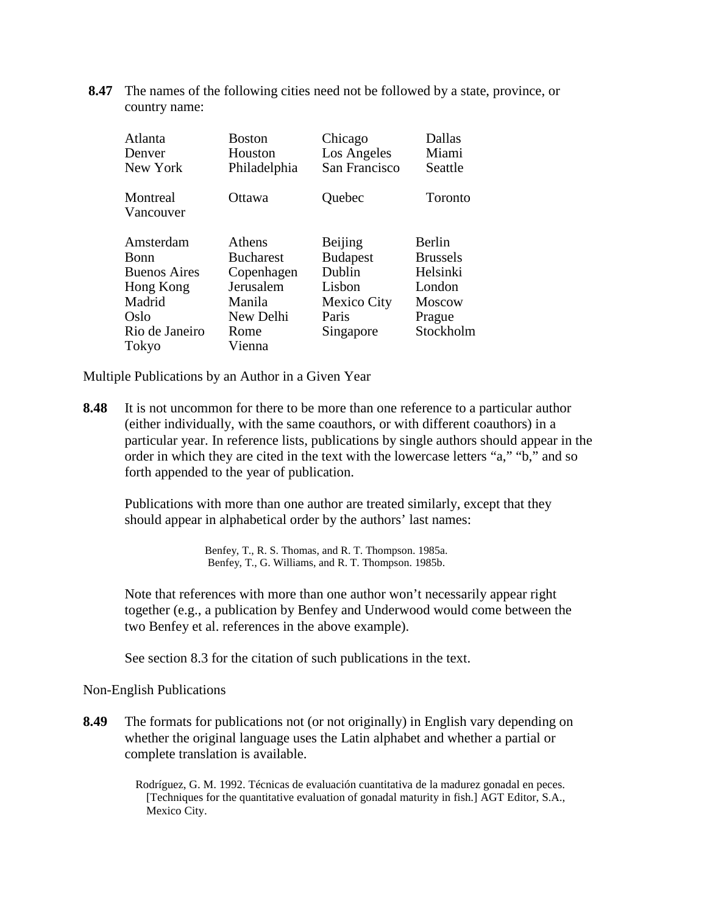**8.47** The names of the following cities need not be followed by a state, province, or country name:

| | | | |
|---|---|---|---|
| Atlanta | Boston | Chicago | Dallas |
| Denver | Houston | Los Angeles | Miami |
| New York | Philadelphia | San Francisco | Seattle |
| | | | |
| Montreal | Ottawa | Quebec | Toronto |
| Vancouver | | | |
| | | | |
| Amsterdam | Athens | Beijing | Berlin |
| Bonn | Bucharest | Budapest | Brussels |
| Buenos Aires | Copenhagen | Dublin | Helsinki |
| Hong Kong | Jerusalem | Lisbon | London |
| Madrid | Manila | Mexico City | Moscow |
| Oslo | New Delhi | Paris | Prague |
| Rio de Janeiro | Rome | Singapore | Stockholm |
| Tokyo | Vienna | | |

Multiple Publications by an Author in a Given Year

**8.48** It is not uncommon for there to be more than one reference to a particular author (either individually, with the same coauthors, or with different coauthors) in a particular year. In reference lists, publications by single authors should appear in the order in which they are cited in the text with the lowercase letters "a," "b," and so forth appended to the year of publication.

Publications with more than one author are treated similarly, except that they should appear in alphabetical order by the authors' last names:

> Benfey, T., R. S. Thomas, and R. T. Thompson. 1985a.
> Benfey, T., G. Williams, and R. T. Thompson. 1985b.

Note that references with more than one author won't necessarily appear right together (e.g., a publication by Benfey and Underwood would come between the two Benfey et al. references in the above example).

See section 8.3 for the citation of such publications in the text.

Non-English Publications

**8.49** The formats for publications not (or not originally) in English vary depending on whether the original language uses the Latin alphabet and whether a partial or complete translation is available.

> Rodríguez, G. M. 1992. Técnicas de evaluación cuantitativa de la madurez gonadal en peces. [Techniques for the quantitative evaluation of gonadal maturity in fish.] AGT Editor, S.A., Mexico City.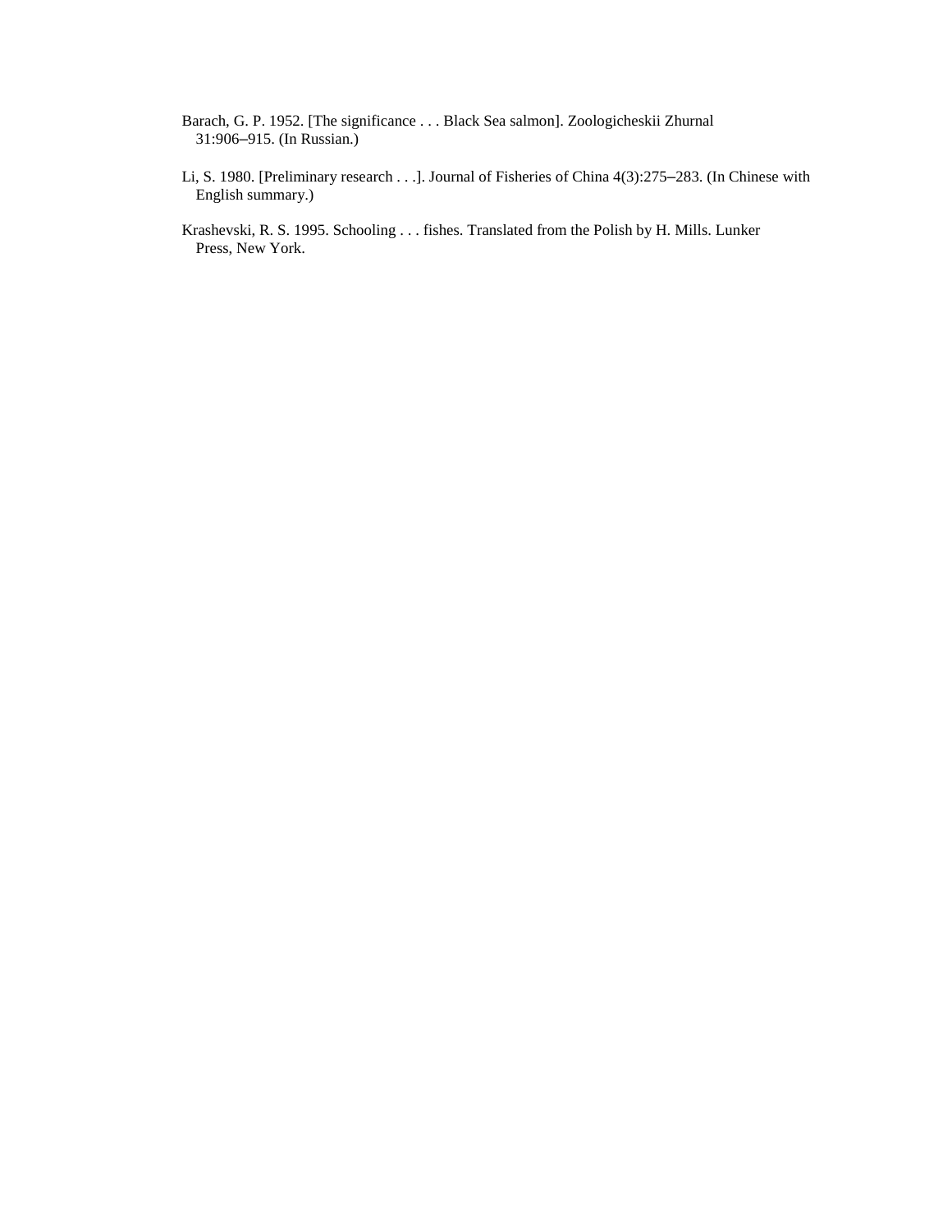Barach, G. P. 1952. [The significance . . . Black Sea salmon]. Zoologicheskii Zhurnal 31:906–915. (In Russian.)

Li, S. 1980. [Preliminary research . . .]. Journal of Fisheries of China 4(3):275–283. (In Chinese with English summary.)

Krashevski, R. S. 1995. Schooling . . . fishes. Translated from the Polish by H. Mills. Lunker Press, New York.